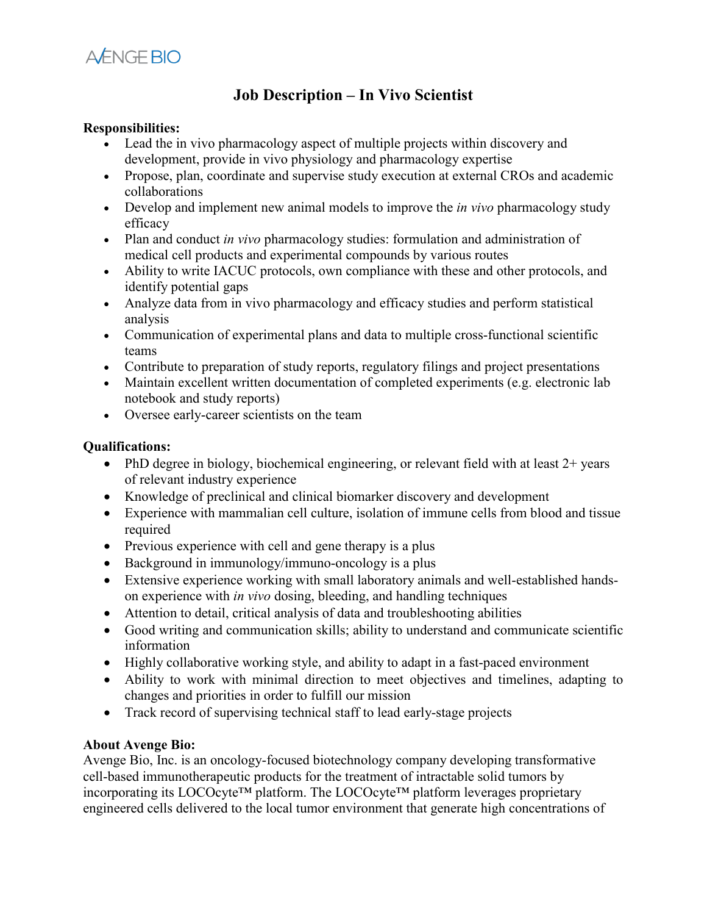AVENGE BIO

# Job Description – In Vivo Scientist

**Responsibilities:**

- Lead the in vivo pharmacology aspect of multiple projects within discovery and development, provide in vivo physiology and pharmacology expertise
- Propose, plan, coordinate and supervise study execution at external CROs and academic collaborations
- Develop and implement new animal models to improve the *in vivo* pharmacology study efficacy
- Plan and conduct *in vivo* pharmacology studies: formulation and administration of medical cell products and experimental compounds by various routes
- Ability to write IACUC protocols, own compliance with these and other protocols, and identify potential gaps
- Analyze data from in vivo pharmacology and efficacy studies and perform statistical analysis
- Communication of experimental plans and data to multiple cross-functional scientific teams
- Contribute to preparation of study reports, regulatory filings and project presentations
- Maintain excellent written documentation of completed experiments (e.g. electronic lab notebook and study reports)
- Oversee early-career scientists on the team

**Qualifications:**

- PhD degree in biology, biochemical engineering, or relevant field with at least 2+ years of relevant industry experience
- Knowledge of preclinical and clinical biomarker discovery and development
- Experience with mammalian cell culture, isolation of immune cells from blood and tissue required
- Previous experience with cell and gene therapy is a plus
- Background in immunology/immuno-oncology is a plus
- Extensive experience working with small laboratory animals and well-established hands-on experience with *in vivo* dosing, bleeding, and handling techniques
- Attention to detail, critical analysis of data and troubleshooting abilities
- Good writing and communication skills; ability to understand and communicate scientific information
- Highly collaborative working style, and ability to adapt in a fast-paced environment
- Ability to work with minimal direction to meet objectives and timelines, adapting to changes and priorities in order to fulfill our mission
- Track record of supervising technical staff to lead early-stage projects

**About Avenge Bio:**

Avenge Bio, Inc. is an oncology-focused biotechnology company developing transformative cell-based immunotherapeutic products for the treatment of intractable solid tumors by incorporating its LOCOcyte™ platform. The LOCOcyte™ platform leverages proprietary engineered cells delivered to the local tumor environment that generate high concentrations of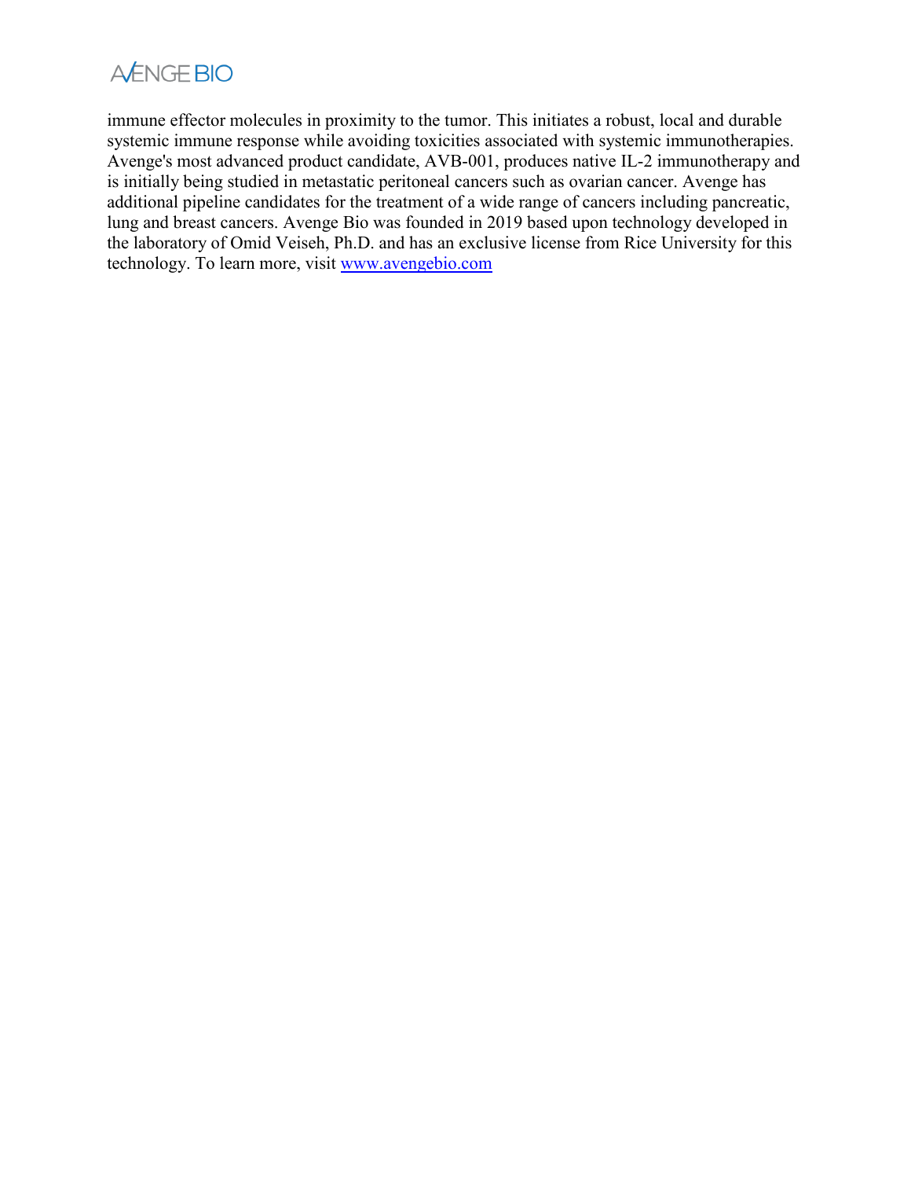immune effector molecules in proximity to the tumor. This initiates a robust, local and durable systemic immune response while avoiding toxicities associated with systemic immunotherapies. Avenge's most advanced product candidate, AVB-001, produces native IL-2 immunotherapy and is initially being studied in metastatic peritoneal cancers such as ovarian cancer. Avenge has additional pipeline candidates for the treatment of a wide range of cancers including pancreatic, lung and breast cancers. Avenge Bio was founded in 2019 based upon technology developed in the laboratory of Omid Veiseh, Ph.D. and has an exclusive license from Rice University for this technology. To learn more, visit [www.avengebio.com](http://www.avengebio.com)